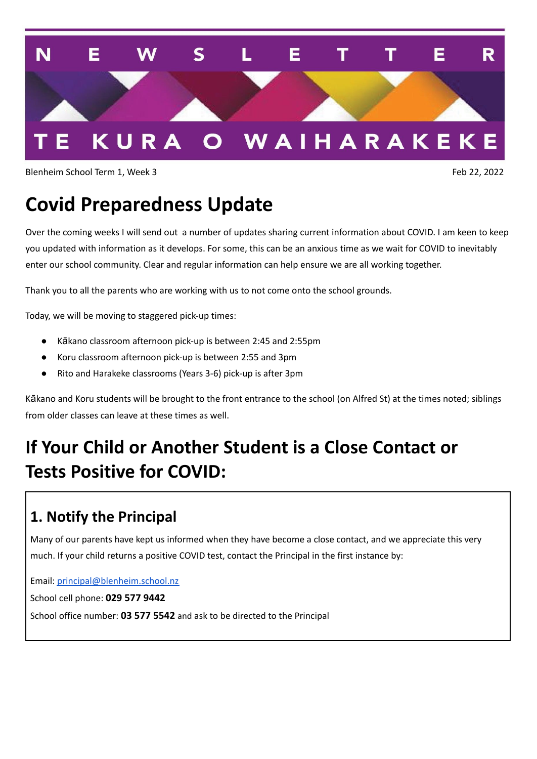NEWSLETTER

TE KURA O WAIHARAKEKE

Blenheim School Term 1, Week 3

Feb 22, 2022

# Covid Preparedness Update

Over the coming weeks I will send out a number of updates sharing current information about COVID. I am keen to keep you updated with information as it develops. For some, this can be an anxious time as we wait for COVID to inevitably enter our school community. Clear and regular information can help ensure we are all working together.

Thank you to all the parents who are working with us to not come onto the school grounds.

Today, we will be moving to staggered pick-up times:

- Kākano classroom afternoon pick-up is between 2:45 and 2:55pm
- Koru classroom afternoon pick-up is between 2:55 and 3pm
- Rito and Harakeke classrooms (Years 3-6) pick-up is after 3pm

Kākano and Koru students will be brought to the front entrance to the school (on Alfred St) at the times noted; siblings from older classes can leave at these times as well.

# If Your Child or Another Student is a Close Contact or Tests Positive for COVID:

## 1. Notify the Principal

Many of our parents have kept us informed when they have become a close contact, and we appreciate this very much. If your child returns a positive COVID test, contact the Principal in the first instance by:

Email: principal@blenheim.school.nz

School cell phone: **029 577 9442**

School office number: **03 577 5542** and ask to be directed to the Principal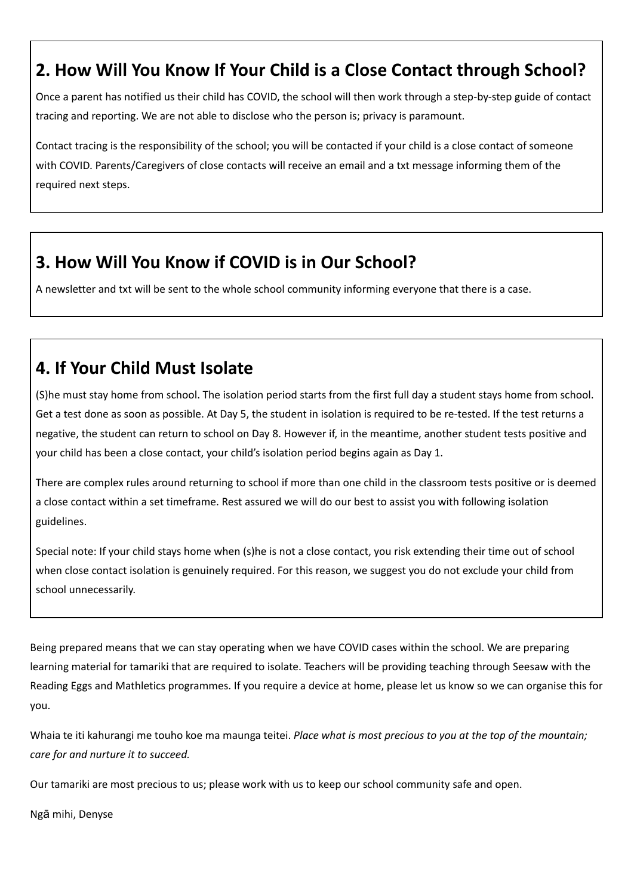## 2. How Will You Know If Your Child is a Close Contact through School?

Once a parent has notified us their child has COVID, the school will then work through a step-by-step guide of contact tracing and reporting. We are not able to disclose who the person is; privacy is paramount.

Contact tracing is the responsibility of the school; you will be contacted if your child is a close contact of someone with COVID. Parents/Caregivers of close contacts will receive an email and a txt message informing them of the required next steps.

## 3. How Will You Know if COVID is in Our School?

A newsletter and txt will be sent to the whole school community informing everyone that there is a case.

## 4. If Your Child Must Isolate

(S)he must stay home from school. The isolation period starts from the first full day a student stays home from school. Get a test done as soon as possible. At Day 5, the student in isolation is required to be re-tested. If the test returns a negative, the student can return to school on Day 8. However if, in the meantime, another student tests positive and your child has been a close contact, your child's isolation period begins again as Day 1.

There are complex rules around returning to school if more than one child in the classroom tests positive or is deemed a close contact within a set timeframe. Rest assured we will do our best to assist you with following isolation guidelines.

Special note: If your child stays home when (s)he is not a close contact, you risk extending their time out of school when close contact isolation is genuinely required. For this reason, we suggest you do not exclude your child from school unnecessarily.

Being prepared means that we can stay operating when we have COVID cases within the school. We are preparing learning material for tamariki that are required to isolate. Teachers will be providing teaching through Seesaw with the Reading Eggs and Mathletics programmes. If you require a device at home, please let us know so we can organise this for you.

Whaia te iti kahurangi me touho koe ma maunga teitei. *Place what is most precious to you at the top of the mountain; care for and nurture it to succeed.*

Our tamariki are most precious to us; please work with us to keep our school community safe and open.

Ngā mihi, Denyse